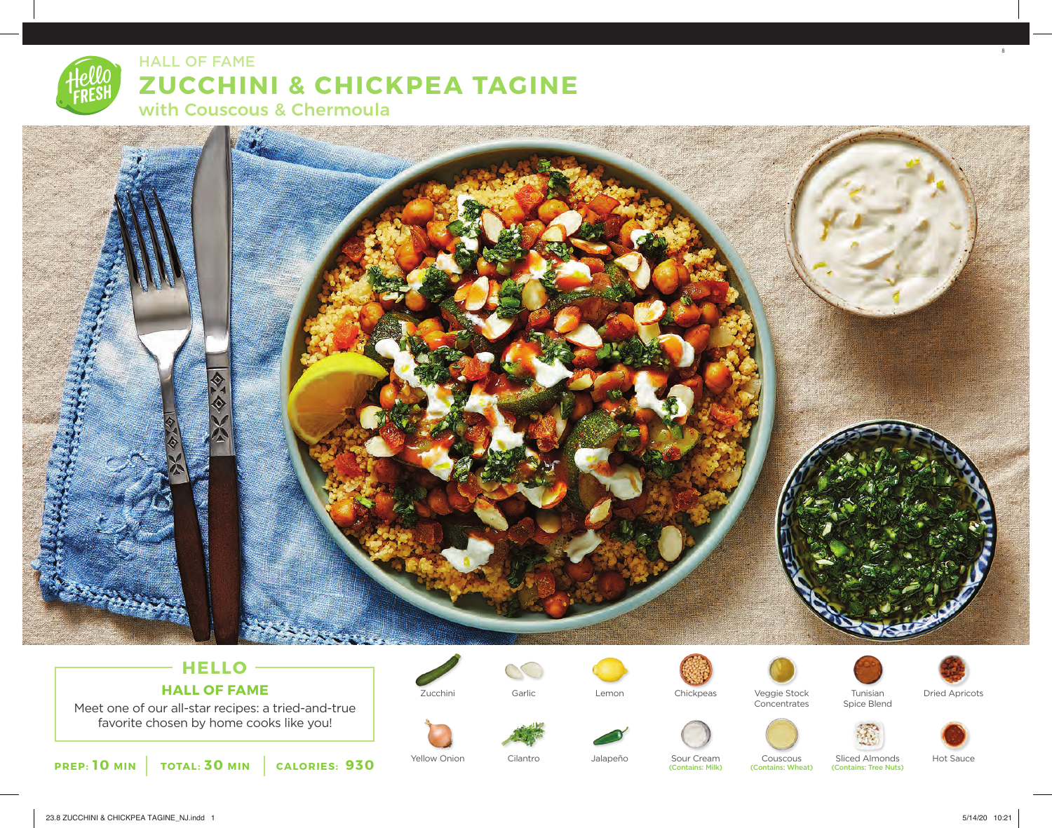HALL OF FAME

# ZUCCHINI & CHICKPEA TAGINE

## with Couscous & Chermoula

## HELLO

### HALL OF FAME

Meet one of our all-star recipes: a tried-and-true favorite chosen by home cooks like you!

**PREP: 10 MIN** | **TOTAL: 30 MIN** | **CALORIES: 930**

- Zucchini
- Garlic
- Lemon
- Chickpeas
- Veggie Stock Concentrates
- Tunisian Spice Blend
- Dried Apricots
- Yellow Onion
- Cilantro
- Jalapeño
- Sour Cream (Contains: Milk)
- Couscous (Contains: Wheat)
- Sliced Almonds (Contains: Tree Nuts)
- Hot Sauce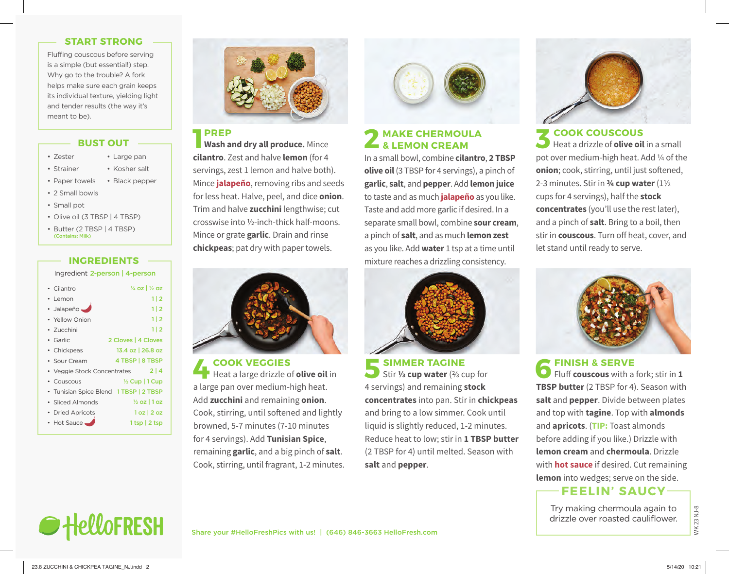## START STRONG

Fluffing couscous before serving is a simple (but essential!) step. Why go to the trouble? A fork helps make sure each grain keeps its individual texture, yielding light and tender results (the way it's meant to be).

## BUST OUT

- Zester
- Strainer
- Paper towels
- 2 Small bowls
- Small pot
- Olive oil (3 TBSP | 4 TBSP)
- Butter (2 TBSP | 4 TBSP) (Contains: Milk)
- Large pan
- Kosher salt
- Black pepper

## INGREDIENTS

| Ingredient | 2-person \| 4-person |
| --- | --- |
| Cilantro | ¼ oz \| ½ oz |
| Lemon | 1 \| 2 |
| Jalapeño | 1 \| 2 |
| Yellow Onion | 1 \| 2 |
| Zucchini | 1 \| 2 |
| Garlic | 2 Cloves \| 4 Cloves |
| Chickpeas | 13.4 oz \| 26.8 oz |
| Sour Cream | 4 TBSP \| 8 TBSP |
| Veggie Stock Concentrates | 2 \| 4 |
| Couscous | ½ Cup \| 1 Cup |
| Tunisian Spice Blend | 1 TBSP \| 2 TBSP |
| Sliced Almonds | ½ oz \| 1 oz |
| Dried Apricots | 1 oz \| 2 oz |
| Hot Sauce | 1 tsp \| 2 tsp |

HelloFRESH

## 1 PREP

**Wash and dry all produce.** Mince **cilantro**. Zest and halve **lemon** (for 4 servings, zest 1 lemon and halve both). Mince **jalapeño**, removing ribs and seeds for less heat. Halve, peel, and dice **onion**. Trim and halve **zucchini** lengthwise; cut crosswise into ½-inch-thick half-moons. Mince or grate **garlic**. Drain and rinse **chickpeas**; pat dry with paper towels.

## 2 MAKE CHERMOULA & LEMON CREAM

In a small bowl, combine **cilantro**, **2 TBSP olive oil** (3 TBSP for 4 servings), a pinch of **garlic**, **salt**, and **pepper**. Add **lemon juice** to taste and as much **jalapeño** as you like. Taste and add more garlic if desired. In a separate small bowl, combine **sour cream**, a pinch of **salt**, and as much **lemon zest** as you like. Add **water** 1 tsp at a time until mixture reaches a drizzling consistency.

## 3 COOK COUSCOUS

Heat a drizzle of **olive oil** in a small pot over medium-high heat. Add ¼ of the **onion**; cook, stirring, until just softened, 2-3 minutes. Stir in **¾ cup water** (1½ cups for 4 servings), half the **stock concentrates** (you'll use the rest later), and a pinch of **salt**. Bring to a boil, then stir in **couscous**. Turn off heat, cover, and let stand until ready to serve.

## 4 COOK VEGGIES

Heat a large drizzle of **olive oil** in a large pan over medium-high heat. Add **zucchini** and remaining **onion**. Cook, stirring, until softened and lightly browned, 5-7 minutes (7-10 minutes for 4 servings). Add **Tunisian Spice**, remaining **garlic**, and a big pinch of **salt**. Cook, stirring, until fragrant, 1-2 minutes.

## 5 SIMMER TAGINE

Stir **⅓ cup water** (⅔ cup for 4 servings) and remaining **stock concentrates** into pan. Stir in **chickpeas** and bring to a low simmer. Cook until liquid is slightly reduced, 1-2 minutes. Reduce heat to low; stir in **1 TBSP butter** (2 TBSP for 4) until melted. Season with **salt** and **pepper**.

## 6 FINISH & SERVE

Fluff **couscous** with a fork; stir in **1 TBSP butter** (2 TBSP for 4). Season with **salt** and **pepper**. Divide between plates and top with **tagine**. Top with **almonds** and **apricots**. (**TIP:** Toast almonds before adding if you like.) Drizzle with **lemon cream** and **chermoula**. Drizzle with **hot sauce** if desired. Cut remaining **lemon** into wedges; serve on the side.

## FEELIN' SAUCY

Try making chermoula again to drizzle over roasted cauliflower.

Share your #HelloFreshPics with us! | (646) 846-3663 HelloFresh.com

WK 23 NJ-8